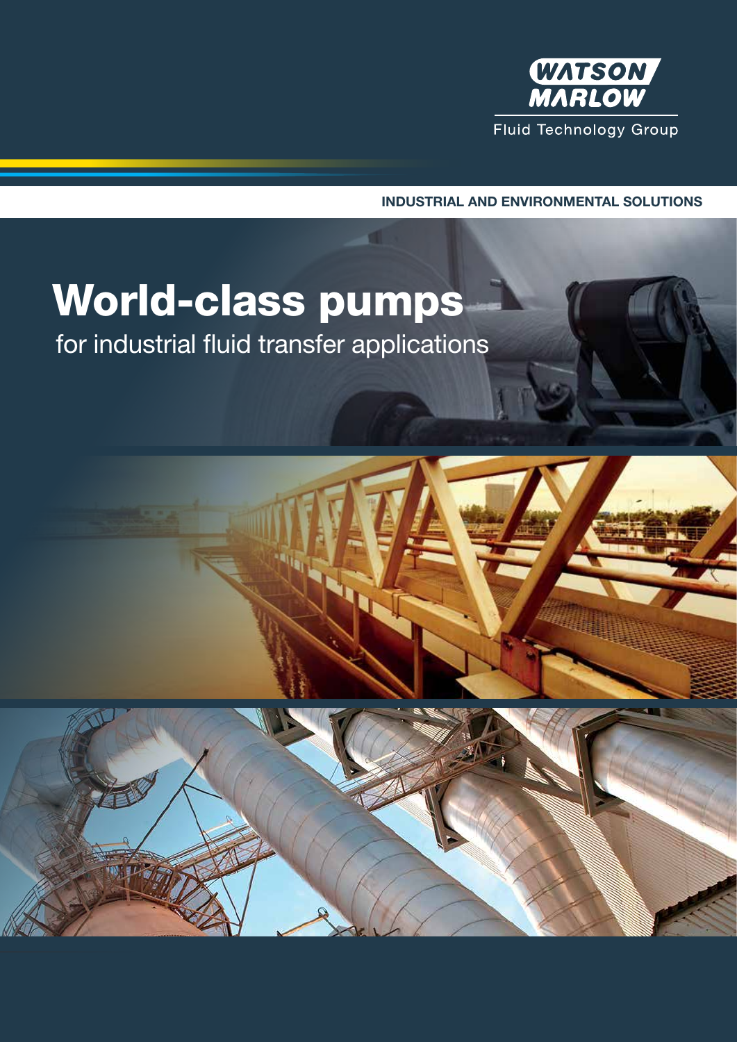WATSON MARLOW

Fluid Technology Group

**INDUSTRIAL AND ENVIRONMENTAL SOLUTIONS**

# World-class pumps

for industrial fluid transfer applications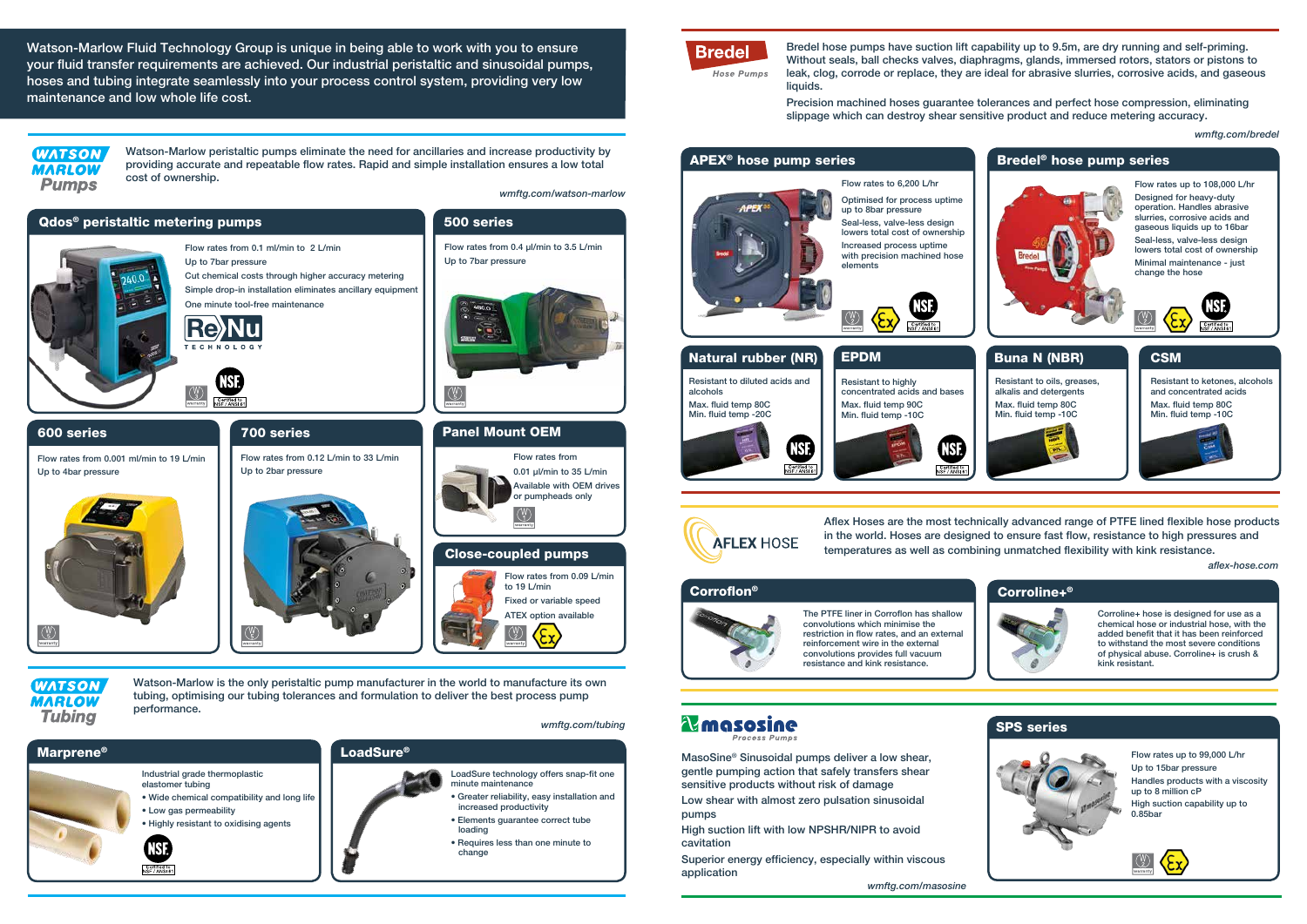Watson-Marlow Fluid Technology Group is unique in being able to work with you to ensure your fluid transfer requirements are achieved. Our industrial peristaltic and sinusoidal pumps, hoses and tubing integrate seamlessly into your process control system, providing very low maintenance and low whole life cost.

# Watson Marlow Pumps

Watson-Marlow peristaltic pumps eliminate the need for ancillaries and increase productivity by providing accurate and repeatable flow rates. Rapid and simple installation ensures a low total cost of ownership.

wmftg.com/watson-marlow

## Qdos® peristaltic metering pumps

Flow rates from 0.1 ml/min to 2 L/min

Up to 7bar pressure

Cut chemical costs through higher accuracy metering

Simple drop-in installation eliminates ancillary equipment

One minute tool-free maintenance

ReNu TECHNOLOGY

## 500 series

Flow rates from 0.4 µl/min to 3.5 L/min

Up to 7bar pressure

## 600 series

Flow rates from 0.001 ml/min to 19 L/min

Up to 4bar pressure

## 700 series

Flow rates from 0.12 L/min to 33 L/min

Up to 2bar pressure

## Panel Mount OEM

Flow rates from

0.01 µl/min to 35 L/min

Available with OEM drives or pumpheads only

## Close-coupled pumps

Flow rates from 0.09 L/min to 19 L/min

Fixed or variable speed

ATEX option available

# Watson Marlow Tubing

Watson-Marlow is the only peristaltic pump manufacturer in the world to manufacture its own tubing, optimising our tubing tolerances and formulation to deliver the best process pump performance.

wmftg.com/tubing

## Marprene®

Industrial grade thermoplastic elastomer tubing

- Wide chemical compatibility and long life
- Low gas permeability
- Highly resistant to oxidising agents

## LoadSure®

LoadSure technology offers snap-fit one minute maintenance

- Greater reliability, easy installation and increased productivity
- Elements guarantee correct tube loading
- Requires less than one minute to change

# Bredel Hose Pumps

Bredel hose pumps have suction lift capability up to 9.5m, are dry running and self-priming. Without seals, ball checks valves, diaphragms, glands, immersed rotors, stators or pistons to leak, clog, corrode or replace, they are ideal for abrasive slurries, corrosive acids, and gaseous liquids.

Precision machined hoses guarantee tolerances and perfect hose compression, eliminating slippage which can destroy shear sensitive product and reduce metering accuracy.

wmftg.com/bredel

## APEX® hose pump series

Flow rates to 6,200 L/hr

Optimised for process uptime up to 8bar pressure

Seal-less, valve-less design lowers total cost of ownership

Increased process uptime with precision machined hose elements

## Bredel® hose pump series

Flow rates up to 108,000 L/hr

Designed for heavy-duty operation. Handles abrasive slurries, corrosive acids and gaseous liquids up to 16bar

Seal-less, valve-less design lowers total cost of ownership

Minimal maintenance - just change the hose

## Natural rubber (NR)

Resistant to diluted acids and alcohols

Max. fluid temp 80C
Min. fluid temp -20C

## EPDM

Resistant to highly concentrated acids and bases

Max. fluid temp 90C
Min. fluid temp -10C

## Buna N (NBR)

Resistant to oils, greases, alkalis and detergents

Max. fluid temp 80C
Min. fluid temp -10C

## CSM

Resistant to ketones, alcohols and concentrated acids

Max. fluid temp 80C
Min. fluid temp -10C

# Aflex Hose

Aflex Hoses are the most technically advanced range of PTFE lined flexible hose products in the world. Hoses are designed to ensure fast flow, resistance to high pressures and temperatures as well as combining unmatched flexibility with kink resistance.

aflex-hose.com

## Corroflon®

The PTFE liner in Corroflon has shallow convolutions which minimise the restriction in flow rates, and an external reinforcement wire in the external convolutions provides full vacuum resistance and kink resistance.

## Corroline+®

Corroline+ hose is designed for use as a chemical hose or industrial hose, with the added benefit that it has been reinforced to withstand the most severe conditions of physical abuse. Corroline+ is crush & kink resistant.

# masosine Process Pumps

MasoSine® Sinusoidal pumps deliver a low shear, gentle pumping action that safely transfers shear sensitive products without risk of damage

Low shear with almost zero pulsation sinusoidal pumps

High suction lift with low NPSHR/NIPR to avoid cavitation

Superior energy efficiency, especially within viscous application

wmftg.com/masosine

## SPS series

Flow rates up to 99,000 L/hr

Up to 15bar pressure

Handles products with a viscosity up to 8 million cP

High suction capability up to 0.85bar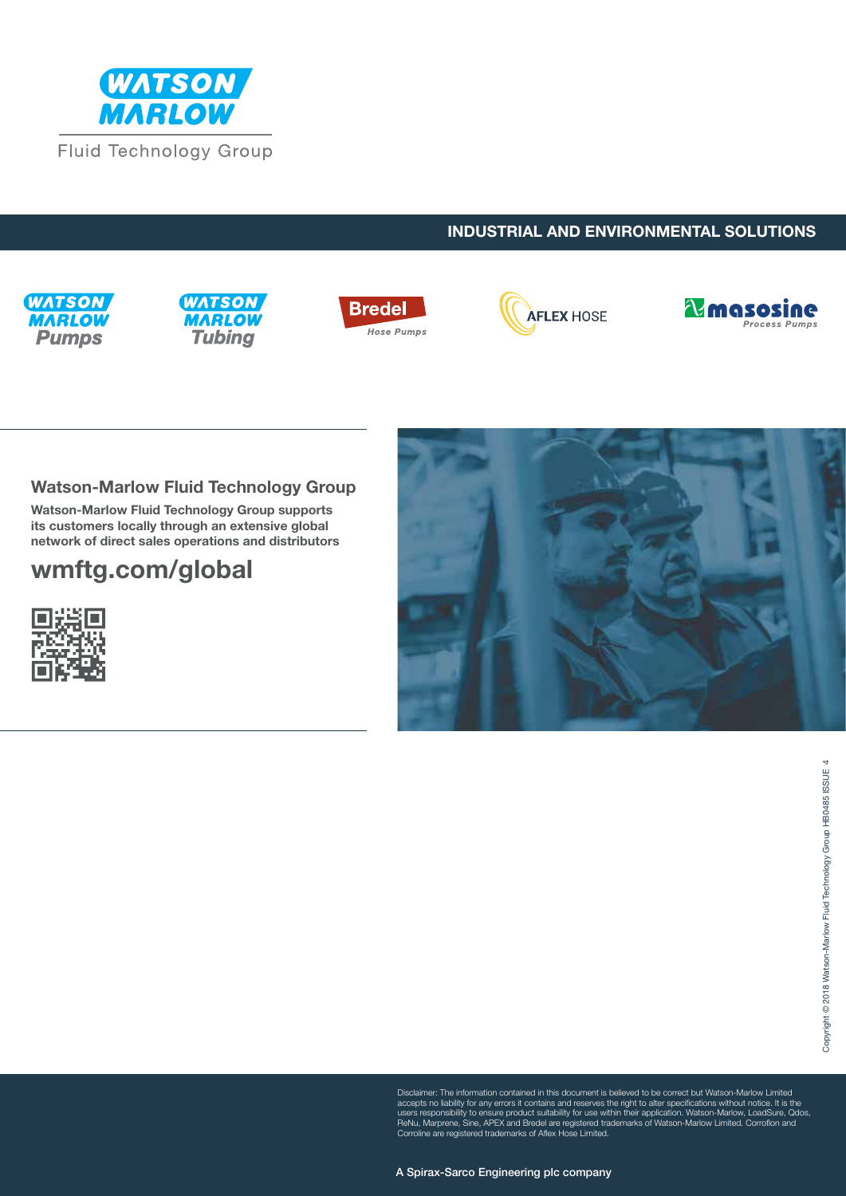WATSON MARLOW

Fluid Technology Group

## INDUSTRIAL AND ENVIRONMENTAL SOLUTIONS

WATSON MARLOW Pumps

WATSON MARLOW Tubing

Bredel Hose Pumps

AFLEX HOSE

masosine Process Pumps

### Watson-Marlow Fluid Technology Group

**Watson-Marlow Fluid Technology Group supports its customers locally through an extensive global network of direct sales operations and distributors**

## wmftg.com/global

Copyright © 2018 Watson-Marlow Fluid Technology Group HB0485 ISSUE 4

Disclaimer: The information contained in this document is believed to be correct but Watson-Marlow Limited accepts no liability for any errors it contains and reserves the right to alter specifications without notice. It is the users responsibility to ensure product suitability for use within their application. Watson-Marlow, LoadSure, Qdos, ReNu, Marprene, Sine, APEX and Bredel are registered trademarks of Watson-Marlow Limited. Corroflon and Corroline are registered trademarks of Aflex Hose Limited.

A Spirax-Sarco Engineering plc company